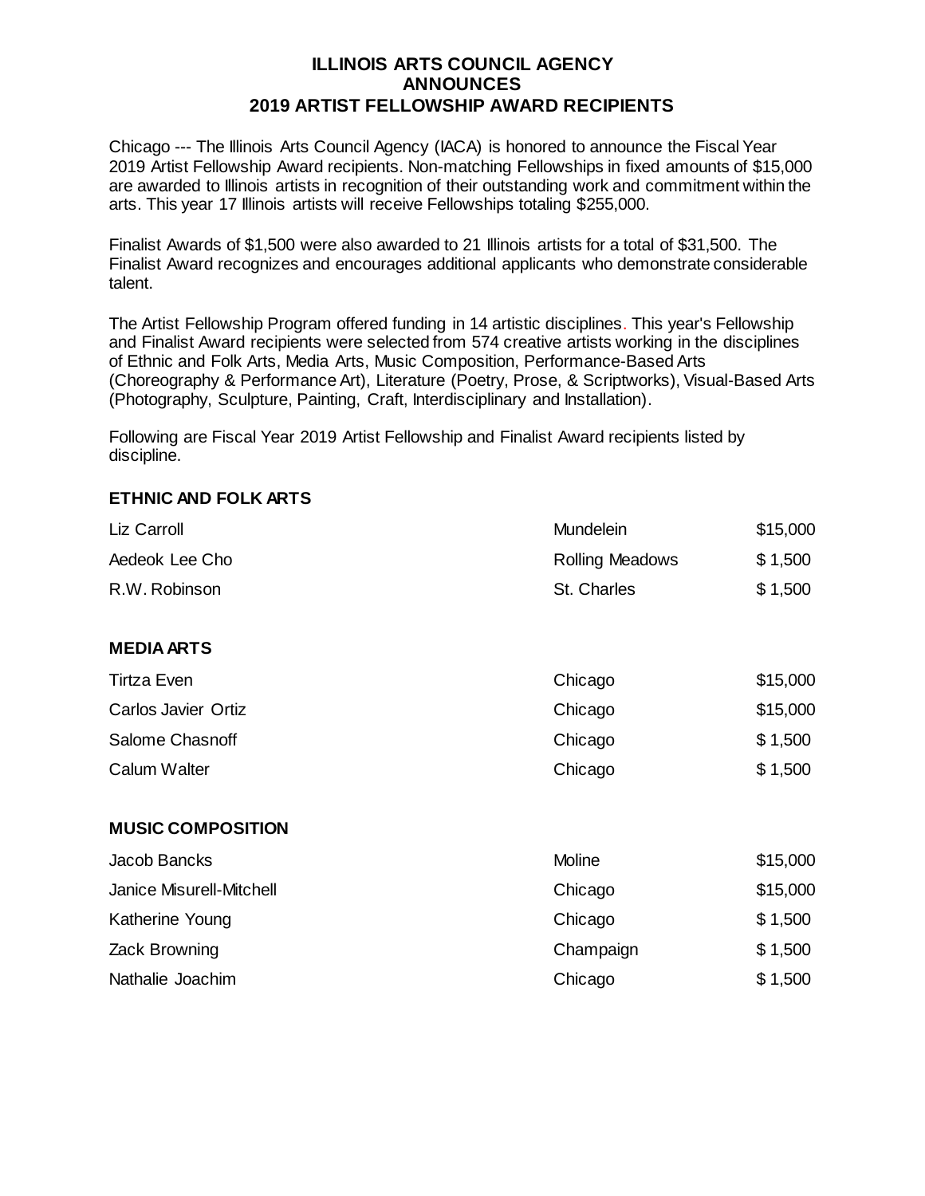# ILLINOIS ARTS COUNCIL AGENCY ANNOUNCES 2019 ARTIST FELLOWSHIP AWARD RECIPIENTS

Chicago --- The Illinois Arts Council Agency (IACA) is honored to announce the Fiscal Year 2019 Artist Fellowship Award recipients. Non-matching Fellowships in fixed amounts of $15,000 are awarded to Illinois artists in recognition of their outstanding work and commitment within the arts. This year 17 Illinois artists will receive Fellowships totaling $255,000.

Finalist Awards of $1,500 were also awarded to 21 Illinois artists for a total of $31,500. The Finalist Award recognizes and encourages additional applicants who demonstrate considerable talent.

The Artist Fellowship Program offered funding in 14 artistic disciplines. This year's Fellowship and Finalist Award recipients were selected from 574 creative artists working in the disciplines of Ethnic and Folk Arts, Media Arts, Music Composition, Performance-Based Arts (Choreography & Performance Art), Literature (Poetry, Prose, & Scriptworks), Visual-Based Arts (Photography, Sculpture, Painting, Craft, Interdisciplinary and Installation).

Following are Fiscal Year 2019 Artist Fellowship and Finalist Award recipients listed by discipline.

## ETHNIC AND FOLK ARTS

| | | |
|---|---|---|
| Liz Carroll | Mundelein | $15,000 |
| Aedeok Lee Cho | Rolling Meadows | $ 1,500 |
| R.W. Robinson | St. Charles | $ 1,500 |

## MEDIA ARTS

| | | |
|---|---|---|
| Tirtza Even | Chicago | $15,000 |
| Carlos Javier Ortiz | Chicago | $15,000 |
| Salome Chasnoff | Chicago | $ 1,500 |
| Calum Walter | Chicago | $ 1,500 |

## MUSIC COMPOSITION

| | | |
|---|---|---|
| Jacob Bancks | Moline | $15,000 |
| Janice Misurell-Mitchell | Chicago | $15,000 |
| Katherine Young | Chicago | $ 1,500 |
| Zack Browning | Champaign | $ 1,500 |
| Nathalie Joachim | Chicago | $ 1,500 |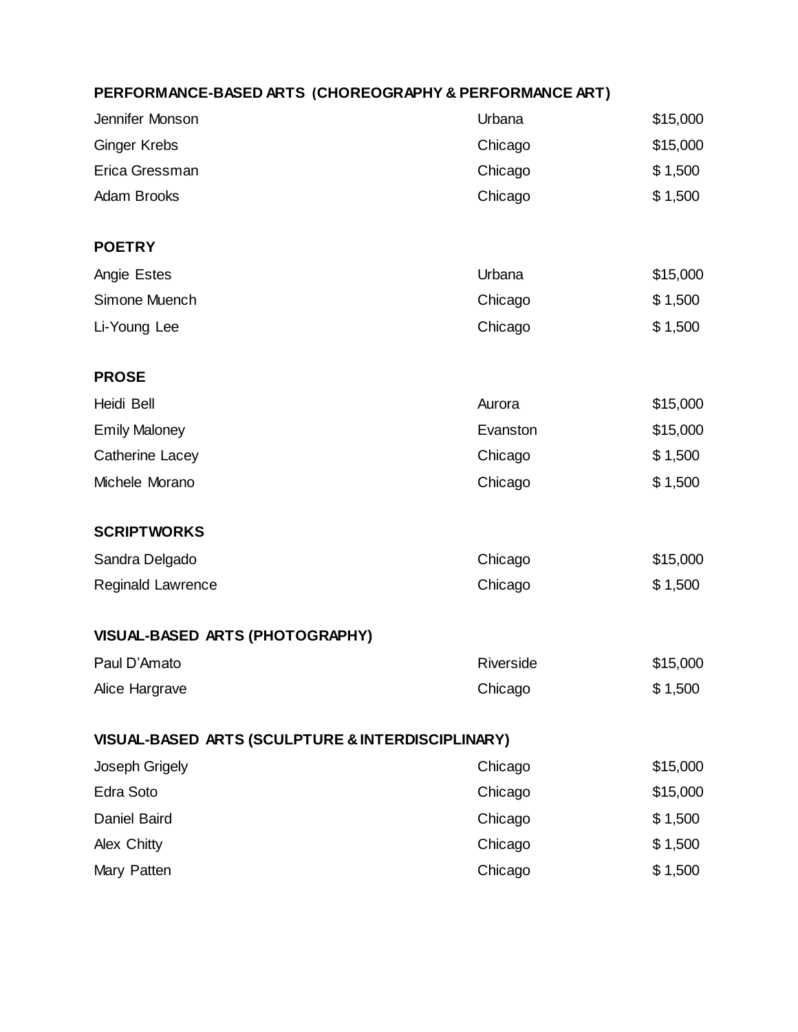**PERFORMANCE-BASED ARTS (CHOREOGRAPHY & PERFORMANCE ART)**

| | | |
|---|---|---|
| Jennifer Monson | Urbana | $15,000 |
| Ginger Krebs | Chicago | $15,000 |
| Erica Gressman | Chicago | $ 1,500 |
| Adam Brooks | Chicago | $ 1,500 |

**POETRY**

| | | |
|---|---|---|
| Angie Estes | Urbana | $15,000 |
| Simone Muench | Chicago | $ 1,500 |
| Li-Young Lee | Chicago | $ 1,500 |

**PROSE**

| | | |
|---|---|---|
| Heidi Bell | Aurora | $15,000 |
| Emily Maloney | Evanston | $15,000 |
| Catherine Lacey | Chicago | $ 1,500 |
| Michele Morano | Chicago | $ 1,500 |

**SCRIPTWORKS**

| | | |
|---|---|---|
| Sandra Delgado | Chicago | $15,000 |
| Reginald Lawrence | Chicago | $ 1,500 |

**VISUAL-BASED ARTS (PHOTOGRAPHY)**

| | | |
|---|---|---|
| Paul D'Amato | Riverside | $15,000 |
| Alice Hargrave | Chicago | $ 1,500 |

**VISUAL-BASED ARTS (SCULPTURE & INTERDISCIPLINARY)**

| | | |
|---|---|---|
| Joseph Grigely | Chicago | $15,000 |
| Edra Soto | Chicago | $15,000 |
| Daniel Baird | Chicago | $ 1,500 |
| Alex Chitty | Chicago | $ 1,500 |
| Mary Patten | Chicago | $ 1,500 |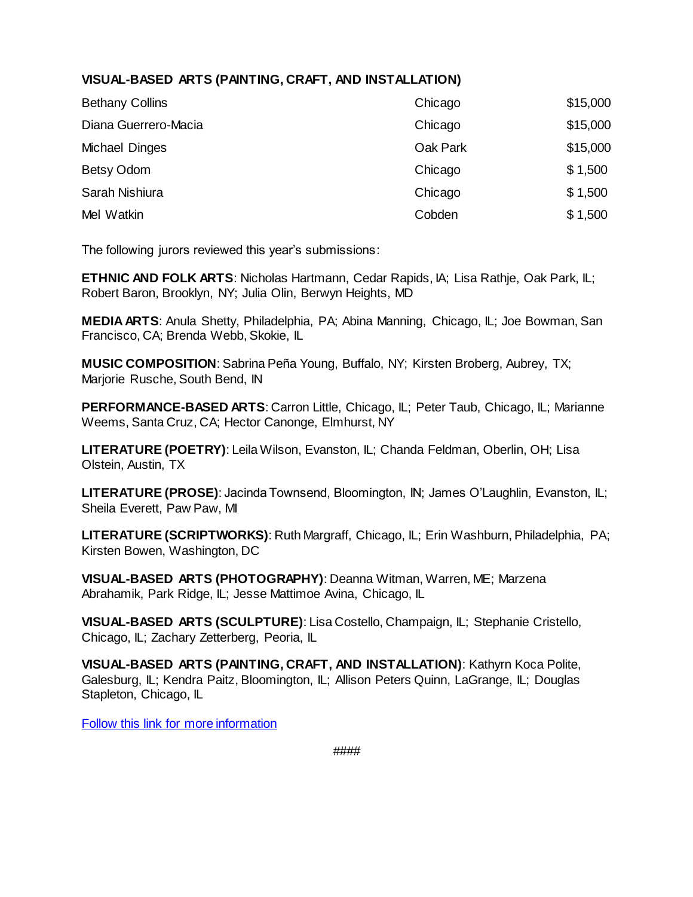**VISUAL-BASED ARTS (PAINTING, CRAFT, AND INSTALLATION)**

| | | |
|---|---|---|
| Bethany Collins | Chicago | $15,000 |
| Diana Guerrero-Macia | Chicago | $15,000 |
| Michael Dinges | Oak Park | $15,000 |
| Betsy Odom | Chicago | $ 1,500 |
| Sarah Nishiura | Chicago | $ 1,500 |
| Mel Watkin | Cobden | $ 1,500 |

The following jurors reviewed this year's submissions:

**ETHNIC AND FOLK ARTS**: Nicholas Hartmann, Cedar Rapids, IA; Lisa Rathje, Oak Park, IL; Robert Baron, Brooklyn, NY; Julia Olin, Berwyn Heights, MD

**MEDIA ARTS**: Anula Shetty, Philadelphia, PA; Abina Manning, Chicago, IL; Joe Bowman, San Francisco, CA; Brenda Webb, Skokie, IL

**MUSIC COMPOSITION**: Sabrina Peña Young, Buffalo, NY; Kirsten Broberg, Aubrey, TX; Marjorie Rusche, South Bend, IN

**PERFORMANCE-BASED ARTS**: Carron Little, Chicago, IL; Peter Taub, Chicago, IL; Marianne Weems, Santa Cruz, CA; Hector Canonge, Elmhurst, NY

**LITERATURE (POETRY)**: Leila Wilson, Evanston, IL; Chanda Feldman, Oberlin, OH; Lisa Olstein, Austin, TX

**LITERATURE (PROSE)**: Jacinda Townsend, Bloomington, IN; James O'Laughlin, Evanston, IL; Sheila Everett, Paw Paw, MI

**LITERATURE (SCRIPTWORKS)**: Ruth Margraff, Chicago, IL; Erin Washburn, Philadelphia, PA; Kirsten Bowen, Washington, DC

**VISUAL-BASED ARTS (PHOTOGRAPHY)**: Deanna Witman, Warren, ME; Marzena Abrahamik, Park Ridge, IL; Jesse Mattimoe Avina, Chicago, IL

**VISUAL-BASED ARTS (SCULPTURE)**: Lisa Costello, Champaign, IL; Stephanie Cristello, Chicago, IL; Zachary Zetterberg, Peoria, IL

**VISUAL-BASED ARTS (PAINTING, CRAFT, AND INSTALLATION)**: Kathyrn Koca Polite, Galesburg, IL; Kendra Paitz, Bloomington, IL; Allison Peters Quinn, LaGrange, IL; Douglas Stapleton, Chicago, IL

Follow this link for more information

####